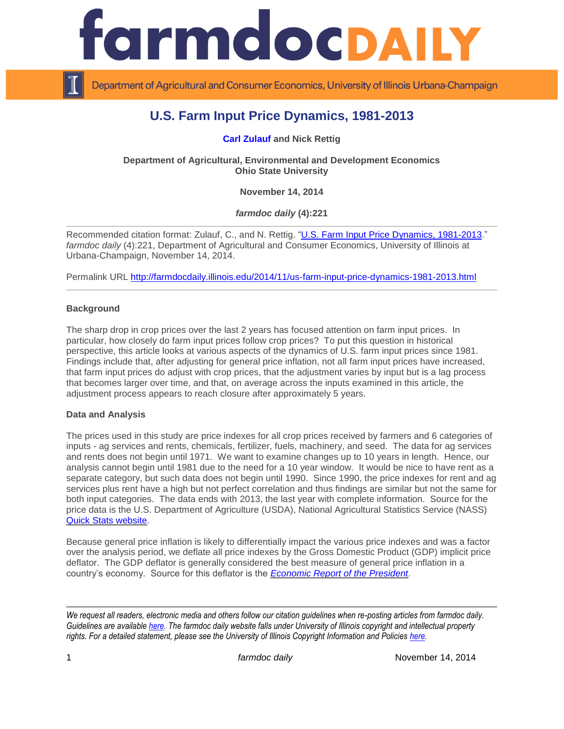# farmdoc DAILY

Department of Agricultural and Consumer Economics, University of Illinois Urbana-Champaign

## U.S. Farm Input Price Dynamics, 1981-2013

**Carl Zulauf and Nick Rettig**

**Department of Agricultural, Environmental and Development Economics**
**Ohio State University**

**November 14, 2014**

***farmdoc daily*** **(4):221**

Recommended citation format: Zulauf, C., and N. Rettig. "U.S. Farm Input Price Dynamics, 1981-2013." *farmdoc daily* (4):221, Department of Agricultural and Consumer Economics, University of Illinois at Urbana-Champaign, November 14, 2014.

Permalink URL http://farmdocdaily.illinois.edu/2014/11/us-farm-input-price-dynamics-1981-2013.html

### Background

The sharp drop in crop prices over the last 2 years has focused attention on farm input prices. In particular, how closely do farm input prices follow crop prices? To put this question in historical perspective, this article looks at various aspects of the dynamics of U.S. farm input prices since 1981. Findings include that, after adjusting for general price inflation, not all farm input prices have increased, that farm input prices do adjust with crop prices, that the adjustment varies by input but is a lag process that becomes larger over time, and that, on average across the inputs examined in this article, the adjustment process appears to reach closure after approximately 5 years.

### Data and Analysis

The prices used in this study are price indexes for all crop prices received by farmers and 6 categories of inputs - ag services and rents, chemicals, fertilizer, fuels, machinery, and seed. The data for ag services and rents does not begin until 1971. We want to examine changes up to 10 years in length. Hence, our analysis cannot begin until 1981 due to the need for a 10 year window. It would be nice to have rent as a separate category, but such data does not begin until 1990. Since 1990, the price indexes for rent and ag services plus rent have a high but not perfect correlation and thus findings are similar but not the same for both input categories. The data ends with 2013, the last year with complete information. Source for the price data is the U.S. Department of Agriculture (USDA), National Agricultural Statistics Service (NASS) Quick Stats website.

Because general price inflation is likely to differentially impact the various price indexes and was a factor over the analysis period, we deflate all price indexes by the Gross Domestic Product (GDP) implicit price deflator. The GDP deflator is generally considered the best measure of general price inflation in a country's economy. Source for this deflator is the *Economic Report of the President*.

*We request all readers, electronic media and others follow our citation guidelines when re-posting articles from farmdoc daily. Guidelines are available here. The farmdoc daily website falls under University of Illinois copyright and intellectual property rights. For a detailed statement, please see the University of Illinois Copyright Information and Policies here.*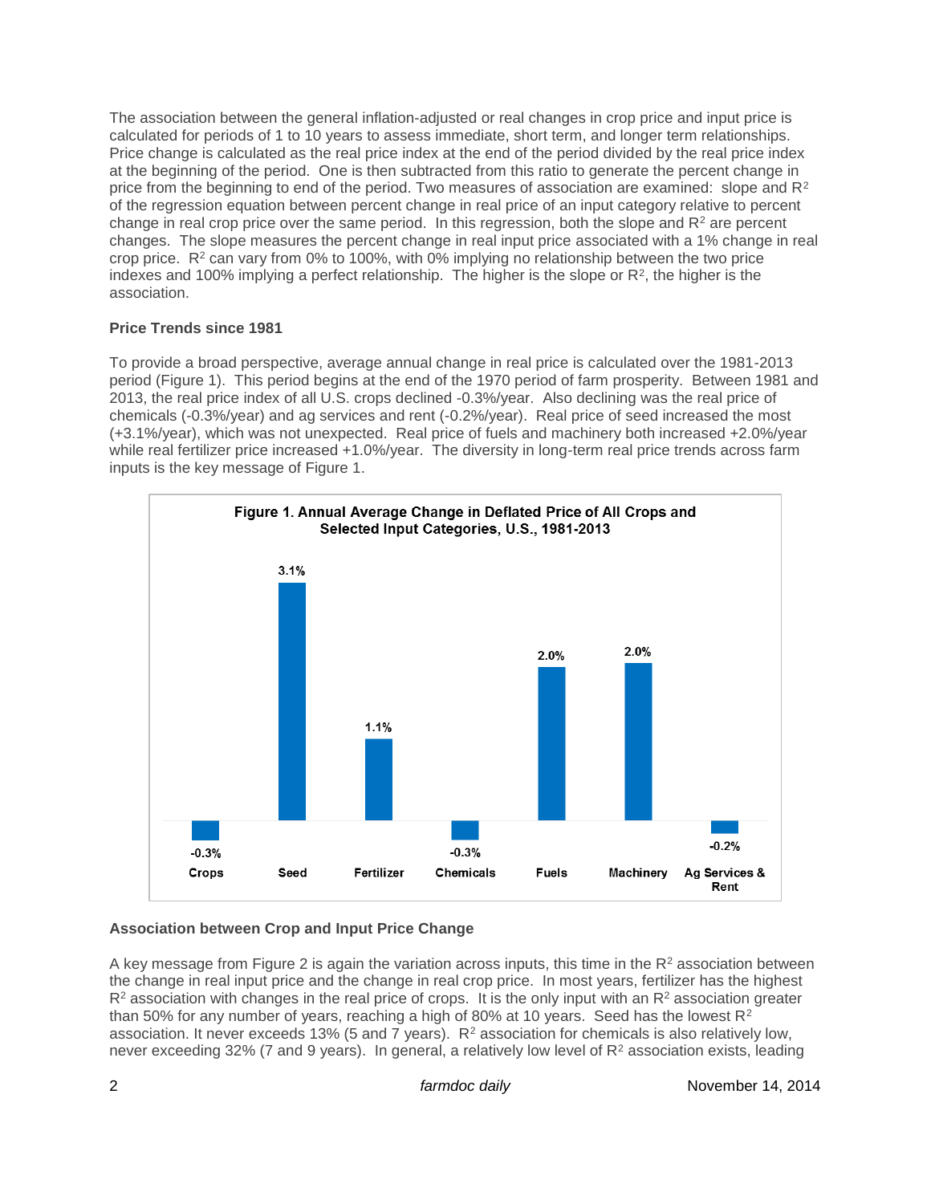The association between the general inflation-adjusted or real changes in crop price and input price is calculated for periods of 1 to 10 years to assess immediate, short term, and longer term relationships. Price change is calculated as the real price index at the end of the period divided by the real price index at the beginning of the period. One is then subtracted from this ratio to generate the percent change in price from the beginning to end of the period. Two measures of association are examined: slope and $R^2$ of the regression equation between percent change in real price of an input category relative to percent change in real crop price over the same period. In this regression, both the slope and $R^2$ are percent changes. The slope measures the percent change in real input price associated with a 1% change in real crop price. $R^2$ can vary from 0% to 100%, with 0% implying no relationship between the two price indexes and 100% implying a perfect relationship. The higher is the slope or $R^2$, the higher is the association.

### Price Trends since 1981

To provide a broad perspective, average annual change in real price is calculated over the 1981-2013 period (Figure 1). This period begins at the end of the 1970 period of farm prosperity. Between 1981 and 2013, the real price index of all U.S. crops declined -0.3%/year. Also declining was the real price of chemicals (-0.3%/year) and ag services and rent (-0.2%/year). Real price of seed increased the most (+3.1%/year), which was not unexpected. Real price of fuels and machinery both increased +2.0%/year while real fertilizer price increased +1.0%/year. The diversity in long-term real price trends across farm inputs is the key message of Figure 1.

**Figure 1. Annual Average Change in Deflated Price of All Crops and Selected Input Categories, U.S., 1981-2013**

| Crops | Seed | Fertilizer | Chemicals | Fuels | Machinery | Ag Services & Rent |
|---|---|---|---|---|---|---|
| -0.3% | 3.1% | 1.1% | -0.3% | 2.0% | 2.0% | -0.2% |

### Association between Crop and Input Price Change

A key message from Figure 2 is again the variation across inputs, this time in the $R^2$ association between the change in real input price and the change in real crop price. In most years, fertilizer has the highest $R^2$ association with changes in the real price of crops. It is the only input with an $R^2$ association greater than 50% for any number of years, reaching a high of 80% at 10 years. Seed has the lowest $R^2$ association. It never exceeds 13% (5 and 7 years). $R^2$ association for chemicals is also relatively low, never exceeding 32% (7 and 9 years). In general, a relatively low level of $R^2$ association exists, leading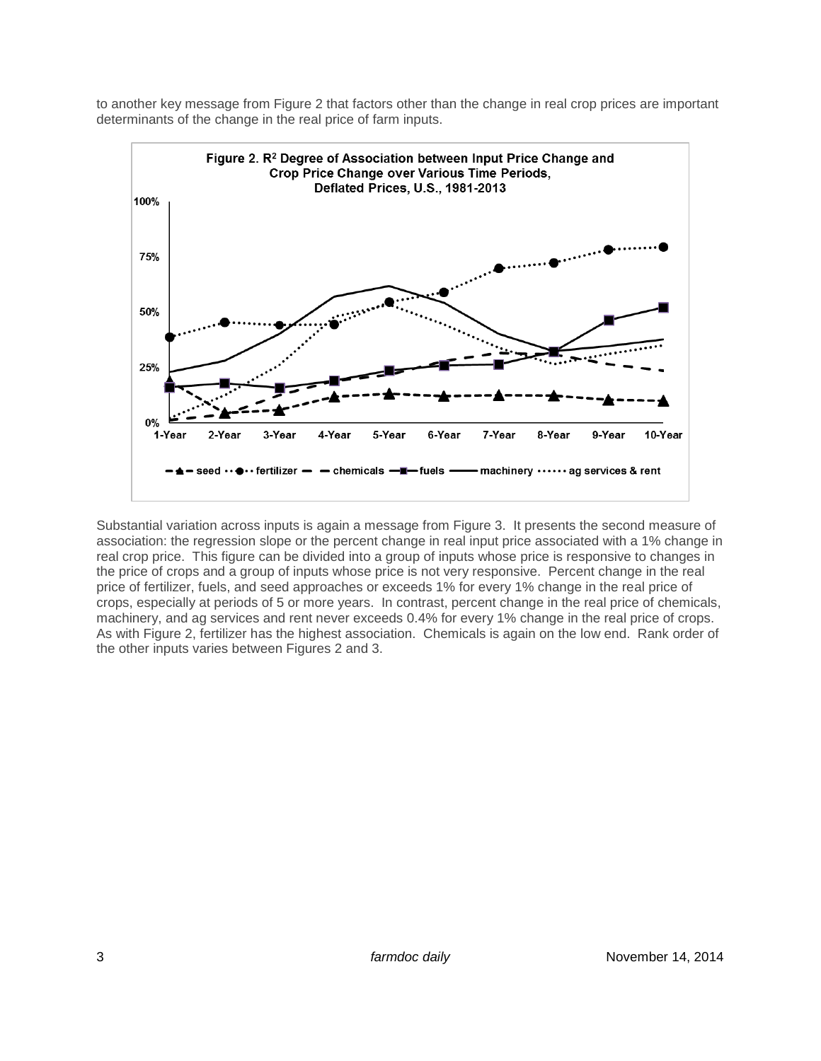to another key message from Figure 2 that factors other than the change in real crop prices are important determinants of the change in the real price of farm inputs.

**Figure 2. $R^2$ Degree of Association between Input Price Change and Crop Price Change over Various Time Periods, Deflated Prices, U.S., 1981-2013**

Substantial variation across inputs is again a message from Figure 3. It presents the second measure of association: the regression slope or the percent change in real input price associated with a 1% change in real crop price. This figure can be divided into a group of inputs whose price is responsive to changes in the price of crops and a group of inputs whose price is not very responsive. Percent change in the real price of fertilizer, fuels, and seed approaches or exceeds 1% for every 1% change in the real price of crops, especially at periods of 5 or more years. In contrast, percent change in the real price of chemicals, machinery, and ag services and rent never exceeds 0.4% for every 1% change in the real price of crops. As with Figure 2, fertilizer has the highest association. Chemicals is again on the low end. Rank order of the other inputs varies between Figures 2 and 3.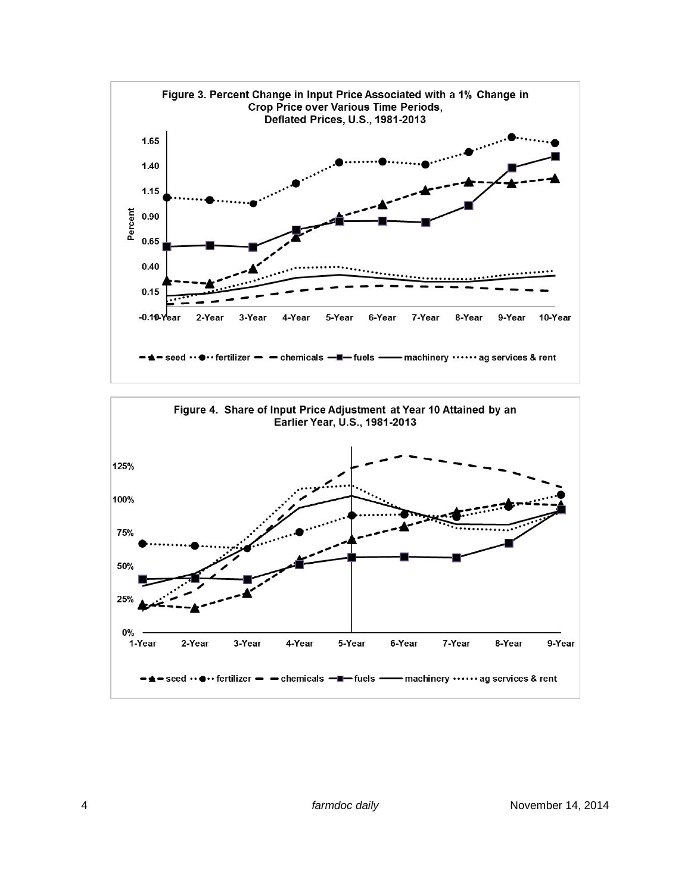**Figure 3. Percent Change in Input Price Associated with a 1% Change in Crop Price over Various Time Periods, Deflated Prices, U.S., 1981-2013**

**Figure 4. Share of Input Price Adjustment at Year 10 Attained by an Earlier Year, U.S., 1981-2013**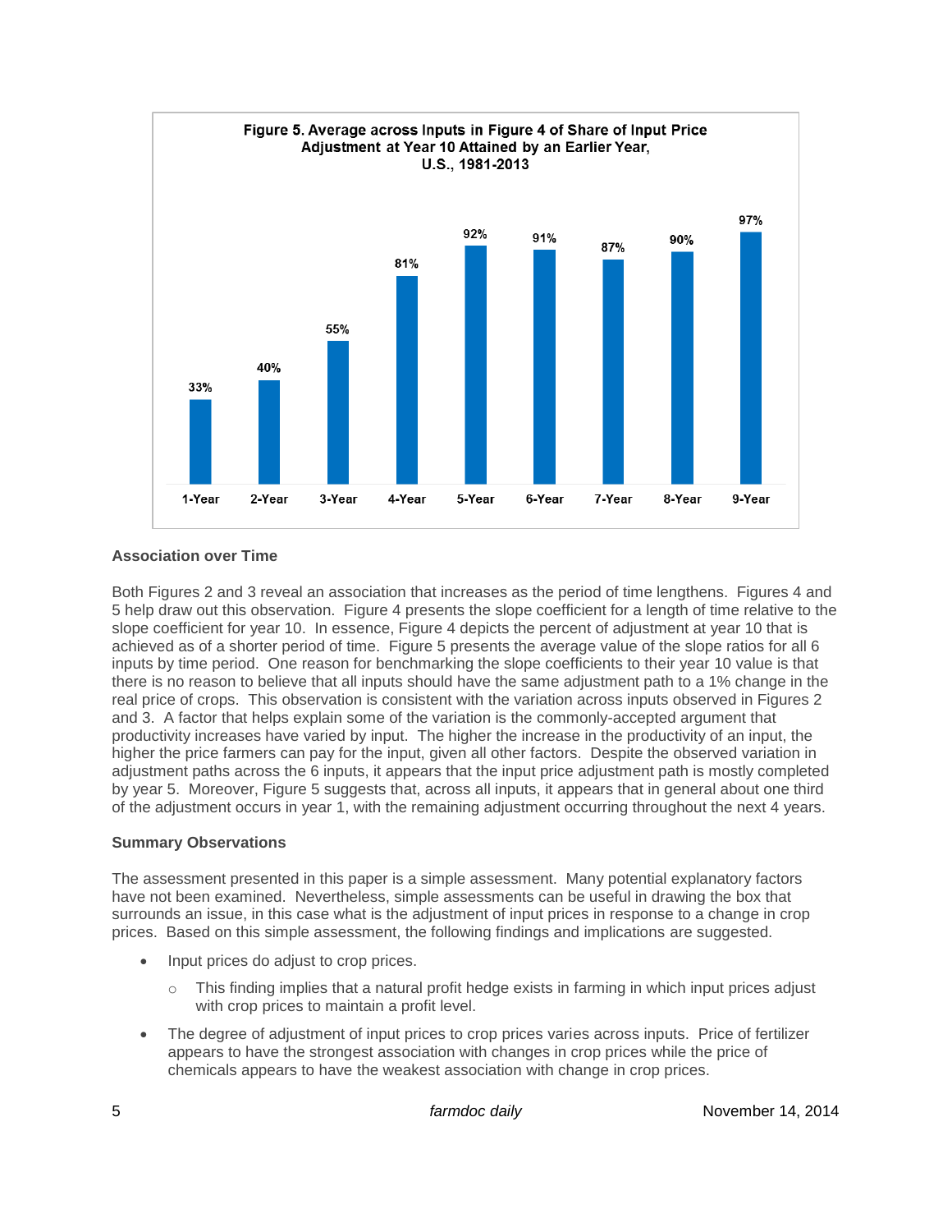**Figure 5. Average across Inputs in Figure 4 of Share of Input Price Adjustment at Year 10 Attained by an Earlier Year, U.S., 1981-2013**

| 1-Year | 2-Year | 3-Year | 4-Year | 5-Year | 6-Year | 7-Year | 8-Year | 9-Year |
|---|---|---|---|---|---|---|---|---|
| 33% | 40% | 55% | 81% | 92% | 91% | 87% | 90% | 97% |

### Association over Time

Both Figures 2 and 3 reveal an association that increases as the period of time lengthens. Figures 4 and 5 help draw out this observation. Figure 4 presents the slope coefficient for a length of time relative to the slope coefficient for year 10. In essence, Figure 4 depicts the percent of adjustment at year 10 that is achieved as of a shorter period of time. Figure 5 presents the average value of the slope ratios for all 6 inputs by time period. One reason for benchmarking the slope coefficients to their year 10 value is that there is no reason to believe that all inputs should have the same adjustment path to a 1% change in the real price of crops. This observation is consistent with the variation across inputs observed in Figures 2 and 3. A factor that helps explain some of the variation is the commonly-accepted argument that productivity increases have varied by input. The higher the increase in the productivity of an input, the higher the price farmers can pay for the input, given all other factors. Despite the observed variation in adjustment paths across the 6 inputs, it appears that the input price adjustment path is mostly completed by year 5. Moreover, Figure 5 suggests that, across all inputs, it appears that in general about one third of the adjustment occurs in year 1, with the remaining adjustment occurring throughout the next 4 years.

### Summary Observations

The assessment presented in this paper is a simple assessment. Many potential explanatory factors have not been examined. Nevertheless, simple assessments can be useful in drawing the box that surrounds an issue, in this case what is the adjustment of input prices in response to a change in crop prices. Based on this simple assessment, the following findings and implications are suggested.

- Input prices do adjust to crop prices.
  - This finding implies that a natural profit hedge exists in farming in which input prices adjust with crop prices to maintain a profit level.
- The degree of adjustment of input prices to crop prices varies across inputs. Price of fertilizer appears to have the strongest association with changes in crop prices while the price of chemicals appears to have the weakest association with change in crop prices.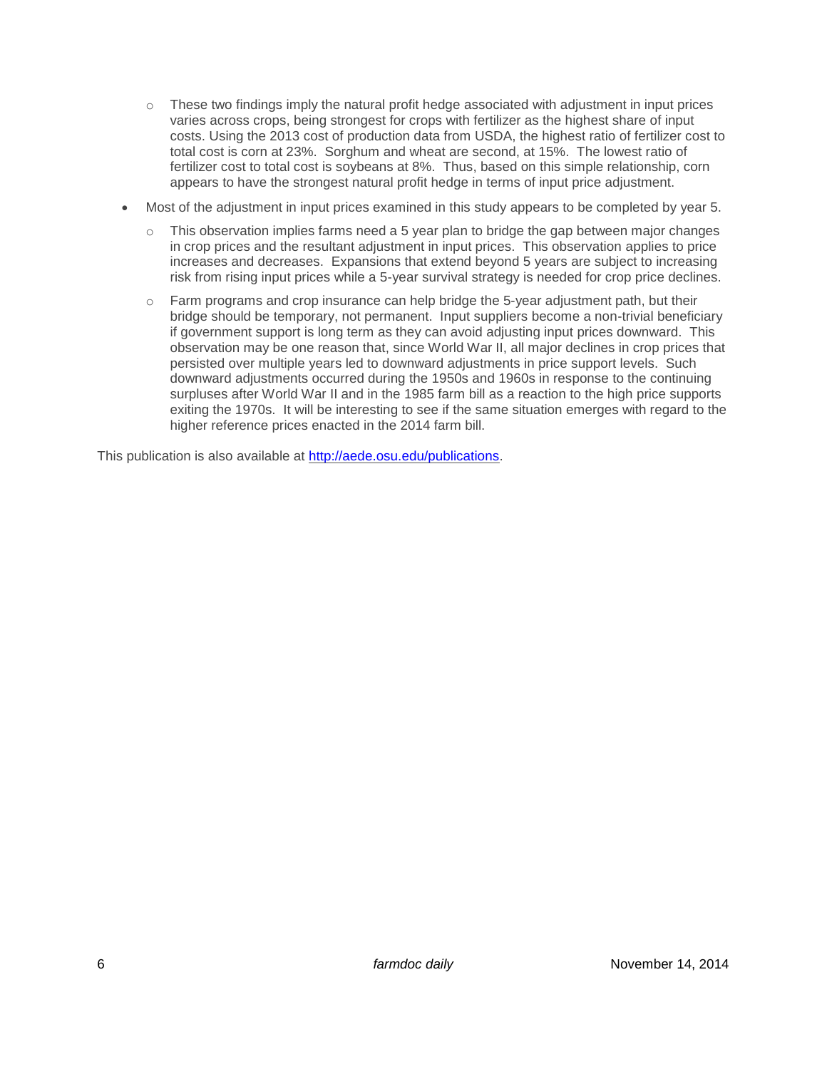- These two findings imply the natural profit hedge associated with adjustment in input prices varies across crops, being strongest for crops with fertilizer as the highest share of input costs. Using the 2013 cost of production data from USDA, the highest ratio of fertilizer cost to total cost is corn at 23%. Sorghum and wheat are second, at 15%. The lowest ratio of fertilizer cost to total cost is soybeans at 8%. Thus, based on this simple relationship, corn appears to have the strongest natural profit hedge in terms of input price adjustment.

- Most of the adjustment in input prices examined in this study appears to be completed by year 5.
    - This observation implies farms need a 5 year plan to bridge the gap between major changes in crop prices and the resultant adjustment in input prices. This observation applies to price increases and decreases. Expansions that extend beyond 5 years are subject to increasing risk from rising input prices while a 5-year survival strategy is needed for crop price declines.
    - Farm programs and crop insurance can help bridge the 5-year adjustment path, but their bridge should be temporary, not permanent. Input suppliers become a non-trivial beneficiary if government support is long term as they can avoid adjusting input prices downward. This observation may be one reason that, since World War II, all major declines in crop prices that persisted over multiple years led to downward adjustments in price support levels. Such downward adjustments occurred during the 1950s and 1960s in response to the continuing surpluses after World War II and in the 1985 farm bill as a reaction to the high price supports exiting the 1970s. It will be interesting to see if the same situation emerges with regard to the higher reference prices enacted in the 2014 farm bill.

This publication is also available at http://aede.osu.edu/publications.